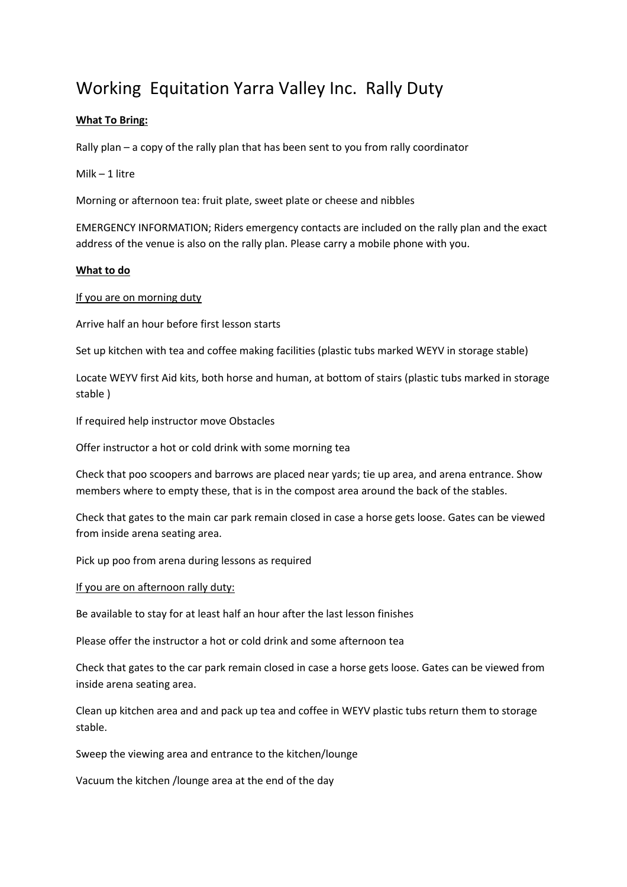# Working  Equitation Yarra Valley Inc.  Rally Duty

**What To Bring:**

Rally plan – a copy of the rally plan that has been sent to you from rally coordinator

Milk – 1 litre

Morning or afternoon tea: fruit plate, sweet plate or cheese and nibbles

EMERGENCY INFORMATION; Riders emergency contacts are included on the rally plan and the exact address of the venue is also on the rally plan. Please carry a mobile phone with you.

**What to do**

If you are on morning duty

Arrive half an hour before first lesson starts

Set up kitchen with tea and coffee making facilities (plastic tubs marked WEYV in storage stable)

Locate WEYV first Aid kits, both horse and human, at bottom of stairs (plastic tubs marked in storage stable )

If required help instructor move Obstacles

Offer instructor a hot or cold drink with some morning tea

Check that poo scoopers and barrows are placed near yards; tie up area, and arena entrance. Show members where to empty these, that is in the compost area around the back of the stables.

Check that gates to the main car park remain closed in case a horse gets loose. Gates can be viewed from inside arena seating area.

Pick up poo from arena during lessons as required

If you are on afternoon rally duty:

Be available to stay for at least half an hour after the last lesson finishes

Please offer the instructor a hot or cold drink and some afternoon tea

Check that gates to the car park remain closed in case a horse gets loose. Gates can be viewed from inside arena seating area.

Clean up kitchen area and and pack up tea and coffee in WEYV plastic tubs return them to storage stable.

Sweep the viewing area and entrance to the kitchen/lounge

Vacuum the kitchen /lounge area at the end of the day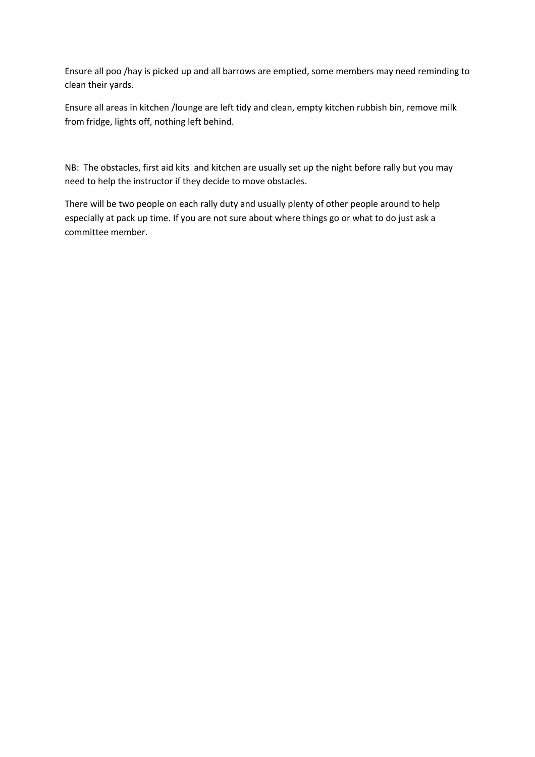Ensure all poo /hay is picked up and all barrows are emptied, some members may need reminding to clean their yards.

Ensure all areas in kitchen /lounge are left tidy and clean, empty kitchen rubbish bin, remove milk from fridge, lights off, nothing left behind.

NB: The obstacles, first aid kits and kitchen are usually set up the night before rally but you may need to help the instructor if they decide to move obstacles.

There will be two people on each rally duty and usually plenty of other people around to help especially at pack up time. If you are not sure about where things go or what to do just ask a committee member.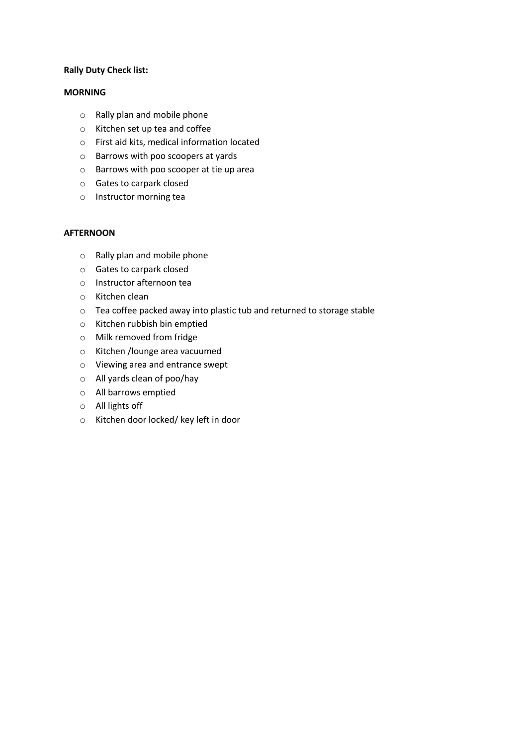**Rally Duty Check list:**

**MORNING**

- Rally plan and mobile phone
- Kitchen set up tea and coffee
- First aid kits, medical information located
- Barrows with poo scoopers at yards
- Barrows with poo scooper at tie up area
- Gates to carpark closed
- Instructor morning tea

**AFTERNOON**

- Rally plan and mobile phone
- Gates to carpark closed
- Instructor afternoon tea
- Kitchen clean
- Tea coffee packed away into plastic tub and returned to storage stable
- Kitchen rubbish bin emptied
- Milk removed from fridge
- Kitchen /lounge area vacuumed
- Viewing area and entrance swept
- All yards clean of poo/hay
- All barrows emptied
- All lights off
- Kitchen door locked/ key left in door